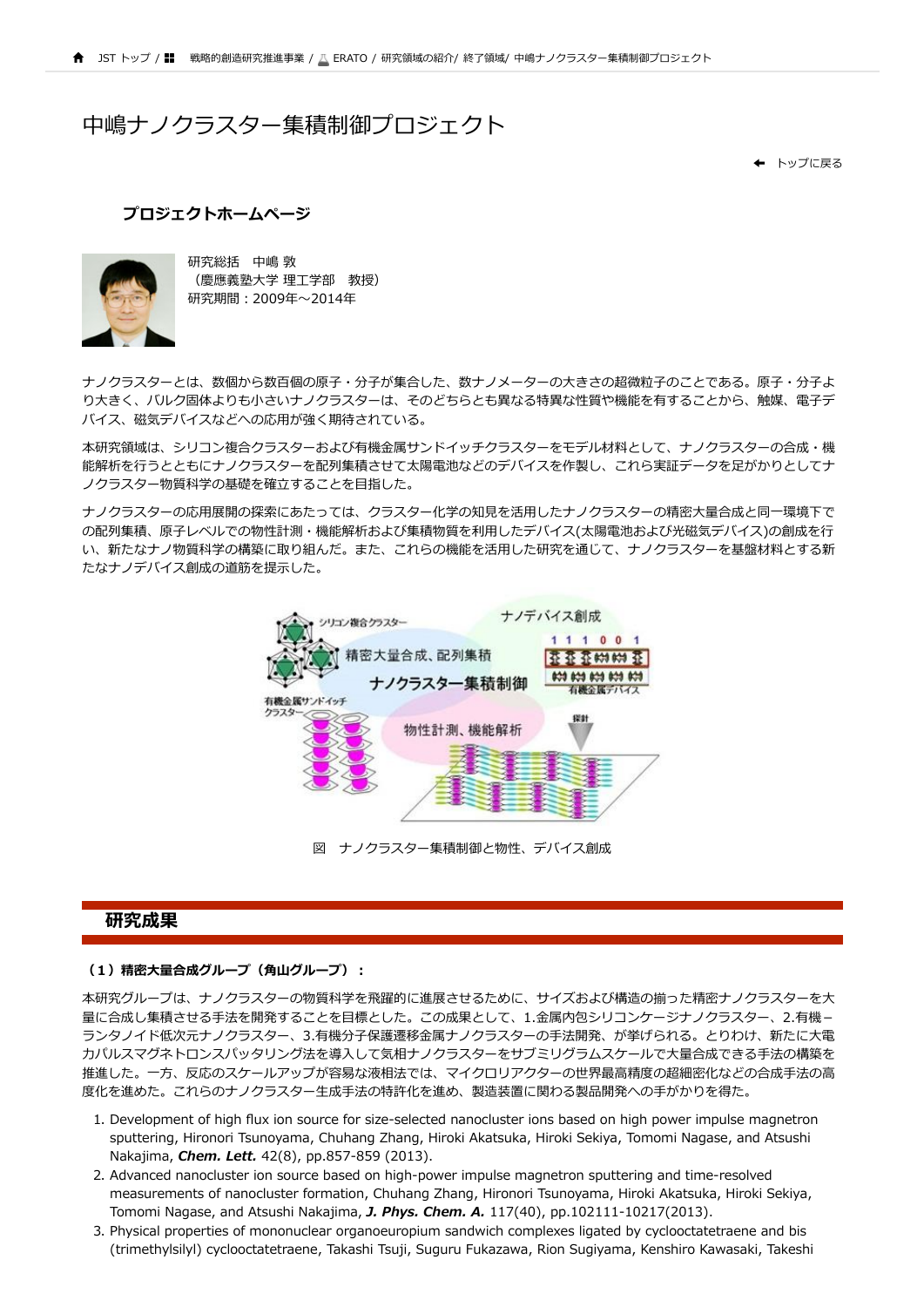JST トップ / 戦略的創造研究推進事業 / ERATO / 研究領域の紹介/ 終了領域/ 中嶋ナノクラスター集積制御プロジェクト

# 中嶋ナノクラスター集積制御プロジェクト

トップに戻る

### プロジェクトホームページ

研究総括　中嶋 敦
（慶應義塾大学 理工学部　教授）
研究期間：2009年～2014年

ナノクラスターとは、数個から数百個の原子・分子が集合した、数ナノメーターの大きさの超微粒子のことである。原子・分子より大きく、バルク固体よりも小さいナノクラスターは、そのどちらとも異なる特異な性質や機能を有することから、触媒、電子デバイス、磁気デバイスなどへの応用が強く期待されている。

本研究領域は、シリコン複合クラスターおよび有機金属サンドイッチクラスターをモデル材料として、ナノクラスターの合成・機能解析を行うとともにナノクラスターを配列集積させて太陽電池などのデバイスを作製し、これら実証データを足がかりとしてナノクラスター物質科学の基礎を確立することを目指した。

ナノクラスターの応用展開の探索にあたっては、クラスター化学の知見を活用したナノクラスターの精密大量合成と同一環境下での配列集積、原子レベルでの物性計測・機能解析および集積物質を利用したデバイス(太陽電池および光磁気デバイス)の創成を行い、新たなナノ物質科学の構築に取り組んだ。また、これらの機能を活用した研究を通じて、ナノクラスターを基盤材料とする新たなナノデバイス創成の道筋を提示した。

図　ナノクラスター集積制御と物性、デバイス創成

## 研究成果

**（1）精密大量合成グループ（角山グループ）：**

本研究グループは、ナノクラスターの物質科学を飛躍的に進展させるために、サイズおよび構造の揃った精密ナノクラスターを大量に合成し集積させる手法を開発することを目標とした。この成果として、1.金属内包シリコンケージナノクラスター、2.有機－ランタノイド低次元ナノクラスター、3.有機分子保護遷移金属ナノクラスターの手法開発、が挙げられる。とりわけ、新たに大電力パルスマグネトロンスパッタリング法を導入して気相ナノクラスターをサブミリグラムスケールで大量合成できる手法の構築を推進した。一方、反応のスケールアップが容易な液相法では、マイクロリアクターの世界最高精度の超細密化などの合成手法の高度化を進めた。これらのナノクラスター生成手法の特許化を進め、製造装置に関わる製品開発への手がかりを得た。

1. Development of high flux ion source for size-selected nanocluster ions based on high power impulse magnetron sputtering, Hironori Tsunoyama, Chuhang Zhang, Hiroki Akatsuka, Hiroki Sekiya, Tomomi Nagase, and Atsushi Nakajima, ***Chem. Lett.*** 42(8), pp.857-859 (2013).
2. Advanced nanocluster ion source based on high-power impulse magnetron sputtering and time-resolved measurements of nanocluster formation, Chuhang Zhang, Hironori Tsunoyama, Hiroki Akatsuka, Hiroki Sekiya, Tomomi Nagase, and Atsushi Nakajima, ***J. Phys. Chem. A.*** 117(40), pp.102111-10217(2013).
3. Physical properties of mononuclear organoeuropium sandwich complexes ligated by cyclooctatetraene and bis (trimethylsilyl) cyclooctatetraene, Takashi Tsuji, Suguru Fukazawa, Rion Sugiyama, Kenshiro Kawasaki, Takeshi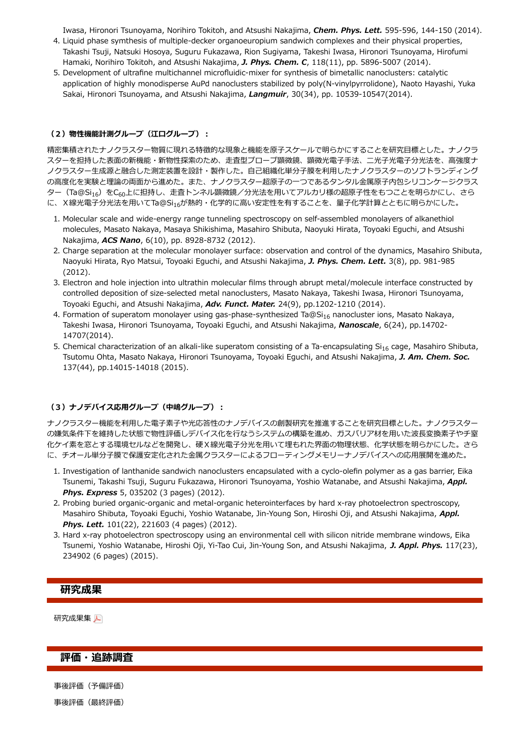Iwasa, Hironori Tsunoyama, Norihiro Tokitoh, and Atsushi Nakajima, ***Chem. Phys. Lett.*** 595-596, 144-150 (2014).

4. Liquid phase symthesis of multiple-decker organoeuropium sandwich complexes and their physical properties, Takashi Tsuji, Natsuki Hosoya, Suguru Fukazawa, Rion Sugiyama, Takeshi Iwasa, Hironori Tsunoyama, Hirofumi Hamaki, Norihiro Tokitoh, and Atsushi Nakajima, ***J. Phys. Chem. C***, 118(11), pp. 5896-5007 (2014).
5. Development of ultrafine multichannel microfluidic-mixer for synthesis of bimetallic nanoclusters: catalytic application of highly monodisperse AuPd nanoclusters stabilized by poly(N-vinylpyrrolidone), Naoto Hayashi, Yuka Sakai, Hironori Tsunoyama, and Atsushi Nakajima, ***Langmuir***, 30(34), pp. 10539-10547(2014).

#### （２）物性機能計測グループ（江口グループ）：

精密集積されたナノクラスター物質に現れる特徴的な現象と機能を原子スケールで明らかにすることを研究目標とした。ナノクラスターを担持した表面の新機能・新物性探索のため、走査型プローブ顕微鏡、顕微光電子手法、二光子光電子分光法を、高強度ナノクラスター生成源と融合した測定装置を設計・製作した。自己組織化単分子膜を利用したナノクラスターのソフトランディングの高度化を実験と理論の両面から進めた。また、ナノクラスター超原子の一つであるタンタル金属原子内包シリコンケージクラスター（$Ta@Si_{16}$）を$C_{60}$上に担持し、走査トンネル顕微鏡／分光法を用いてアルカリ様の超原子性をもつことを明らかにし、さらに、Ｘ線光電子分光法を用いて$Ta@Si_{16}$が熱的・化学的に高い安定性を有することを、量子化学計算とともに明らかにした。

1. Molecular scale and wide-energy range tunneling spectroscopy on self-assembled monolayers of alkanethiol molecules, Masato Nakaya, Masaya Shikishima, Masahiro Shibuta, Naoyuki Hirata, Toyoaki Eguchi, and Atsushi Nakajima, ***ACS Nano***, 6(10), pp. 8928-8732 (2012).
2. Charge separation at the molecular monolayer surface: observation and control of the dynamics, Masahiro Shibuta, Naoyuki Hirata, Ryo Matsui, Toyoaki Eguchi, and Atsushi Nakajima, ***J. Phys. Chem. Lett.*** 3(8), pp. 981-985 (2012).
3. Electron and hole injection into ultrathin molecular films through abrupt metal/molecule interface constructed by controlled deposition of size-selected metal nanoclusters, Masato Nakaya, Takeshi Iwasa, Hironori Tsunoyama, Toyoaki Eguchi, and Atsushi Nakajima, ***Adv. Funct. Mater.*** 24(9), pp.1202-1210 (2014).
4. Formation of superatom monolayer using gas-phase-synthesized $Ta@Si_{16}$ nanocluster ions, Masato Nakaya, Takeshi Iwasa, Hironori Tsunoyama, Toyoaki Eguchi, and Atsushi Nakajima, ***Nanoscale***, 6(24), pp.14702-14707(2014).
5. Chemical characterization of an alkali-like superatom consisting of a Ta-encapsulating $Si_{16}$ cage, Masahiro Shibuta, Tsutomu Ohta, Masato Nakaya, Hironori Tsunoyama, Toyoaki Eguchi, and Atsushi Nakajima, ***J. Am. Chem. Soc.*** 137(44), pp.14015-14018 (2015).

#### （３）ナノデバイス応用グループ（中嶋グループ）：

ナノクラスター機能を利用した電子素子や光応答性のナノデバイスの創製研究を推進することを研究目標とした。ナノクラスターの嫌気条件下を維持した状態で物性評価しデバイス化を行なうシステムの構築を進め、ガスバリア材を用いた波長変換素子や窒化ケイ素を窓とする環境セルなどを開発し、硬Ｘ線光電子分光を用いて埋もれた界面の物理状態、化学状態を明らかにした。さらに、チオール単分子膜で保護安定化された金属クラスターによるフローティングメモリーナノデバイスへの応用展開を進めた。

1. Investigation of lanthanide sandwich nanoclusters encapsulated with a cyclo-olefin polymer as a gas barrier, Eika Tsunemi, Takashi Tsuji, Suguru Fukazawa, Hironori Tsunoyama, Yoshio Watanabe, and Atsushi Nakajima, ***Appl. Phys. Express*** 5, 035202 (3 pages) (2012).
2. Probing buried organic-organic and metal-organic heterointerfaces by hard x-ray photoelectron spectroscopy, Masahiro Shibuta, Toyoaki Eguchi, Yoshio Watanabe, Jin-Young Son, Hiroshi Oji, and Atsushi Nakajima, ***Appl. Phys. Lett.*** 101(22), 221603 (4 pages) (2012).
3. Hard x-ray photoelectron spectroscopy using an environmental cell with silicon nitride membrane windows, Eika Tsunemi, Yoshio Watanabe, Hiroshi Oji, Yi-Tao Cui, Jin-Young Son, and Atsushi Nakajima, ***J. Appl. Phys.*** 117(23), 234902 (6 pages) (2015).

## 研究成果

研究成果集

## 評価・追跡調査

事後評価（予備評価）

事後評価（最終評価）